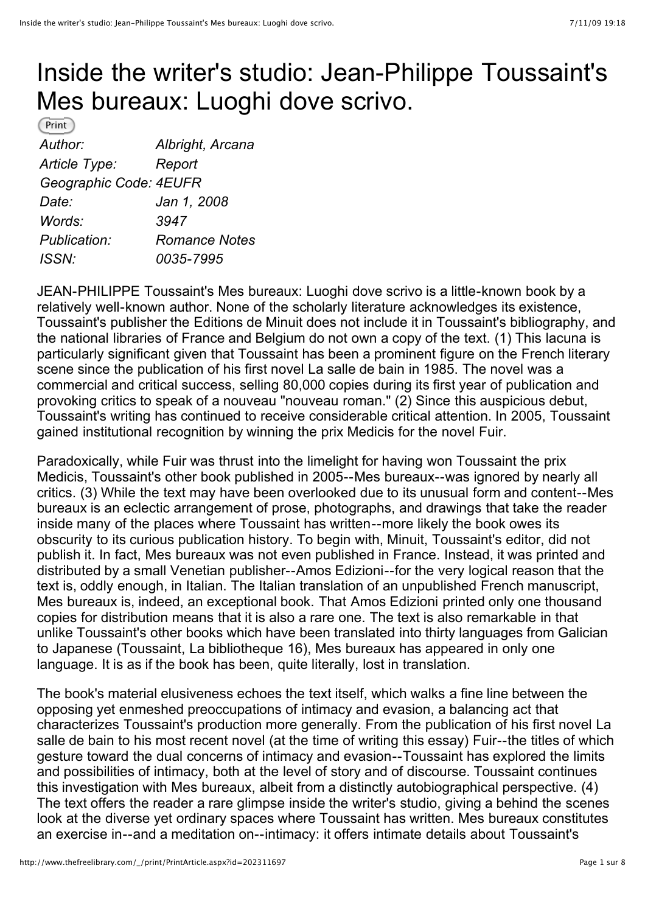# Inside the writer's studio: Jean-Philippe Toussaint's Mes bureaux: Luoghi dove scrivo.

| | |
|---|---|
| *Author:* | *Albright, Arcana* |
| *Article Type:* | *Report* |
| *Geographic Code:* | *4EUFR* |
| *Date:* | *Jan 1, 2008* |
| *Words:* | *3947* |
| *Publication:* | *Romance Notes* |
| *ISSN:* | *0035-7995* |

JEAN-PHILIPPE Toussaint's Mes bureaux: Luoghi dove scrivo is a little-known book by a relatively well-known author. None of the scholarly literature acknowledges its existence, Toussaint's publisher the Editions de Minuit does not include it in Toussaint's bibliography, and the national libraries of France and Belgium do not own a copy of the text. (1) This lacuna is particularly significant given that Toussaint has been a prominent figure on the French literary scene since the publication of his first novel La salle de bain in 1985. The novel was a commercial and critical success, selling 80,000 copies during its first year of publication and provoking critics to speak of a nouveau "nouveau roman." (2) Since this auspicious debut, Toussaint's writing has continued to receive considerable critical attention. In 2005, Toussaint gained institutional recognition by winning the prix Medicis for the novel Fuir.

Paradoxically, while Fuir was thrust into the limelight for having won Toussaint the prix Medicis, Toussaint's other book published in 2005--Mes bureaux--was ignored by nearly all critics. (3) While the text may have been overlooked due to its unusual form and content--Mes bureaux is an eclectic arrangement of prose, photographs, and drawings that take the reader inside many of the places where Toussaint has written--more likely the book owes its obscurity to its curious publication history. To begin with, Minuit, Toussaint's editor, did not publish it. In fact, Mes bureaux was not even published in France. Instead, it was printed and distributed by a small Venetian publisher--Amos Edizioni--for the very logical reason that the text is, oddly enough, in Italian. The Italian translation of an unpublished French manuscript, Mes bureaux is, indeed, an exceptional book. That Amos Edizioni printed only one thousand copies for distribution means that it is also a rare one. The text is also remarkable in that unlike Toussaint's other books which have been translated into thirty languages from Galician to Japanese (Toussaint, La bibliotheque 16), Mes bureaux has appeared in only one language. It is as if the book has been, quite literally, lost in translation.

The book's material elusiveness echoes the text itself, which walks a fine line between the opposing yet enmeshed preoccupations of intimacy and evasion, a balancing act that characterizes Toussaint's production more generally. From the publication of his first novel La salle de bain to his most recent novel (at the time of writing this essay) Fuir--the titles of which gesture toward the dual concerns of intimacy and evasion--Toussaint has explored the limits and possibilities of intimacy, both at the level of story and of discourse. Toussaint continues this investigation with Mes bureaux, albeit from a distinctly autobiographical perspective. (4) The text offers the reader a rare glimpse inside the writer's studio, giving a behind the scenes look at the diverse yet ordinary spaces where Toussaint has written. Mes bureaux constitutes an exercise in--and a meditation on--intimacy: it offers intimate details about Toussaint's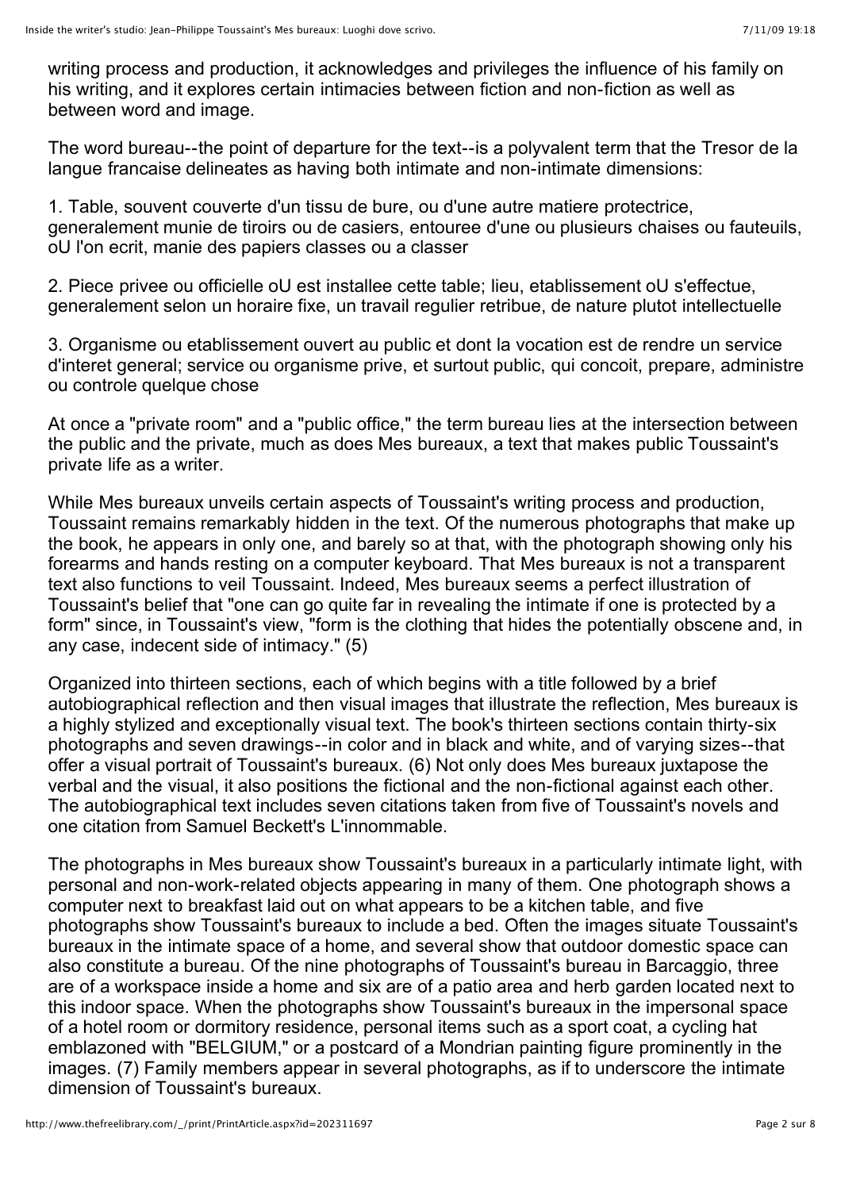writing process and production, it acknowledges and privileges the influence of his family on his writing, and it explores certain intimacies between fiction and non-fiction as well as between word and image.

The word bureau--the point of departure for the text--is a polyvalent term that the Tresor de la langue francaise delineates as having both intimate and non-intimate dimensions:

1. Table, souvent couverte d'un tissu de bure, ou d'une autre matiere protectrice, generalement munie de tiroirs ou de casiers, entouree d'une ou plusieurs chaises ou fauteuils, oU l'on ecrit, manie des papiers classes ou a classer

2. Piece privee ou officielle oU est installee cette table; lieu, etablissement oU s'effectue, generalement selon un horaire fixe, un travail regulier retribue, de nature plutot intellectuelle

3. Organisme ou etablissement ouvert au public et dont la vocation est de rendre un service d'interet general; service ou organisme prive, et surtout public, qui concoit, prepare, administre ou controle quelque chose

At once a "private room" and a "public office," the term bureau lies at the intersection between the public and the private, much as does Mes bureaux, a text that makes public Toussaint's private life as a writer.

While Mes bureaux unveils certain aspects of Toussaint's writing process and production, Toussaint remains remarkably hidden in the text. Of the numerous photographs that make up the book, he appears in only one, and barely so at that, with the photograph showing only his forearms and hands resting on a computer keyboard. That Mes bureaux is not a transparent text also functions to veil Toussaint. Indeed, Mes bureaux seems a perfect illustration of Toussaint's belief that "one can go quite far in revealing the intimate if one is protected by a form" since, in Toussaint's view, "form is the clothing that hides the potentially obscene and, in any case, indecent side of intimacy." (5)

Organized into thirteen sections, each of which begins with a title followed by a brief autobiographical reflection and then visual images that illustrate the reflection, Mes bureaux is a highly stylized and exceptionally visual text. The book's thirteen sections contain thirty-six photographs and seven drawings--in color and in black and white, and of varying sizes--that offer a visual portrait of Toussaint's bureaux. (6) Not only does Mes bureaux juxtapose the verbal and the visual, it also positions the fictional and the non-fictional against each other. The autobiographical text includes seven citations taken from five of Toussaint's novels and one citation from Samuel Beckett's L'innommable.

The photographs in Mes bureaux show Toussaint's bureaux in a particularly intimate light, with personal and non-work-related objects appearing in many of them. One photograph shows a computer next to breakfast laid out on what appears to be a kitchen table, and five photographs show Toussaint's bureaux to include a bed. Often the images situate Toussaint's bureaux in the intimate space of a home, and several show that outdoor domestic space can also constitute a bureau. Of the nine photographs of Toussaint's bureau in Barcaggio, three are of a workspace inside a home and six are of a patio area and herb garden located next to this indoor space. When the photographs show Toussaint's bureaux in the impersonal space of a hotel room or dormitory residence, personal items such as a sport coat, a cycling hat emblazoned with "BELGIUM," or a postcard of a Mondrian painting figure prominently in the images. (7) Family members appear in several photographs, as if to underscore the intimate dimension of Toussaint's bureaux.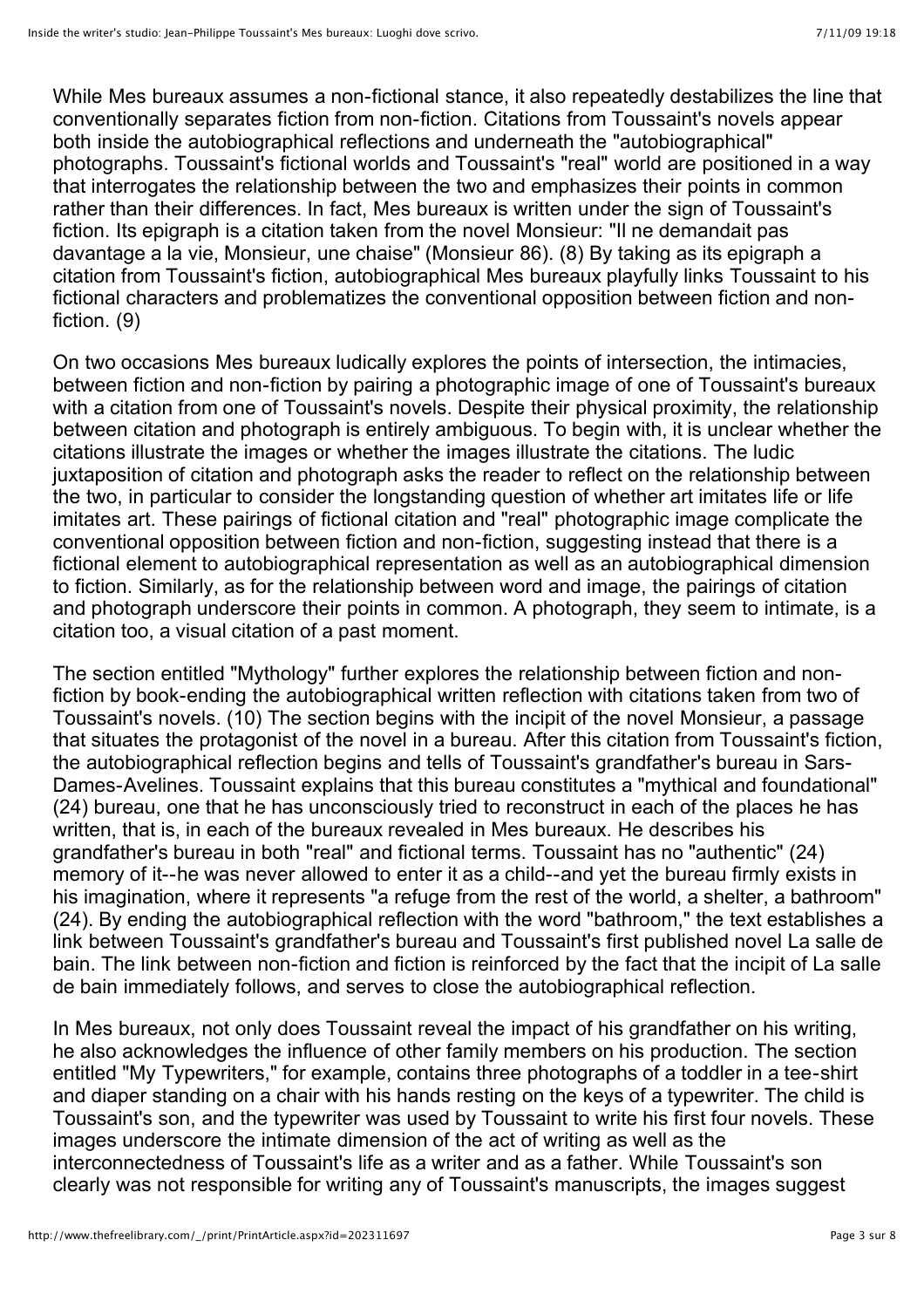While Mes bureaux assumes a non-fictional stance, it also repeatedly destabilizes the line that conventionally separates fiction from non-fiction. Citations from Toussaint's novels appear both inside the autobiographical reflections and underneath the "autobiographical" photographs. Toussaint's fictional worlds and Toussaint's "real" world are positioned in a way that interrogates the relationship between the two and emphasizes their points in common rather than their differences. In fact, Mes bureaux is written under the sign of Toussaint's fiction. Its epigraph is a citation taken from the novel Monsieur: "Il ne demandait pas davantage a la vie, Monsieur, une chaise" (Monsieur 86). (8) By taking as its epigraph a citation from Toussaint's fiction, autobiographical Mes bureaux playfully links Toussaint to his fictional characters and problematizes the conventional opposition between fiction and non-fiction. (9)

On two occasions Mes bureaux ludically explores the points of intersection, the intimacies, between fiction and non-fiction by pairing a photographic image of one of Toussaint's bureaux with a citation from one of Toussaint's novels. Despite their physical proximity, the relationship between citation and photograph is entirely ambiguous. To begin with, it is unclear whether the citations illustrate the images or whether the images illustrate the citations. The ludic juxtaposition of citation and photograph asks the reader to reflect on the relationship between the two, in particular to consider the longstanding question of whether art imitates life or life imitates art. These pairings of fictional citation and "real" photographic image complicate the conventional opposition between fiction and non-fiction, suggesting instead that there is a fictional element to autobiographical representation as well as an autobiographical dimension to fiction. Similarly, as for the relationship between word and image, the pairings of citation and photograph underscore their points in common. A photograph, they seem to intimate, is a citation too, a visual citation of a past moment.

The section entitled "Mythology" further explores the relationship between fiction and non-fiction by book-ending the autobiographical written reflection with citations taken from two of Toussaint's novels. (10) The section begins with the incipit of the novel Monsieur, a passage that situates the protagonist of the novel in a bureau. After this citation from Toussaint's fiction, the autobiographical reflection begins and tells of Toussaint's grandfather's bureau in Sars-Dames-Avelines. Toussaint explains that this bureau constitutes a "mythical and foundational" (24) bureau, one that he has unconsciously tried to reconstruct in each of the places he has written, that is, in each of the bureaux revealed in Mes bureaux. He describes his grandfather's bureau in both "real" and fictional terms. Toussaint has no "authentic" (24) memory of it--he was never allowed to enter it as a child--and yet the bureau firmly exists in his imagination, where it represents "a refuge from the rest of the world, a shelter, a bathroom" (24). By ending the autobiographical reflection with the word "bathroom," the text establishes a link between Toussaint's grandfather's bureau and Toussaint's first published novel La salle de bain. The link between non-fiction and fiction is reinforced by the fact that the incipit of La salle de bain immediately follows, and serves to close the autobiographical reflection.

In Mes bureaux, not only does Toussaint reveal the impact of his grandfather on his writing, he also acknowledges the influence of other family members on his production. The section entitled "My Typewriters," for example, contains three photographs of a toddler in a tee-shirt and diaper standing on a chair with his hands resting on the keys of a typewriter. The child is Toussaint's son, and the typewriter was used by Toussaint to write his first four novels. These images underscore the intimate dimension of the act of writing as well as the interconnectedness of Toussaint's life as a writer and as a father. While Toussaint's son clearly was not responsible for writing any of Toussaint's manuscripts, the images suggest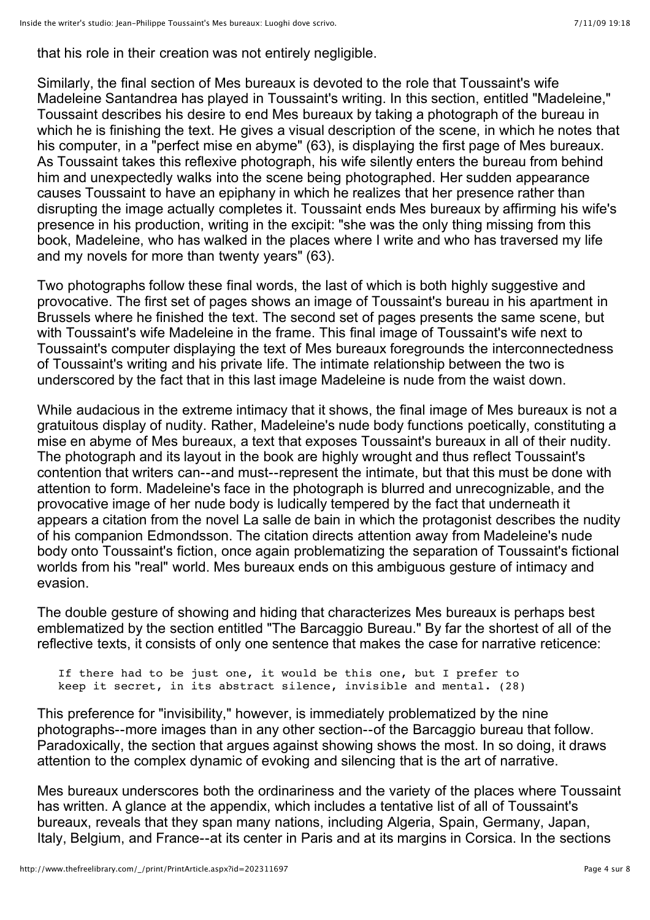that his role in their creation was not entirely negligible.

Similarly, the final section of Mes bureaux is devoted to the role that Toussaint's wife Madeleine Santandrea has played in Toussaint's writing. In this section, entitled "Madeleine," Toussaint describes his desire to end Mes bureaux by taking a photograph of the bureau in which he is finishing the text. He gives a visual description of the scene, in which he notes that his computer, in a "perfect mise en abyme" (63), is displaying the first page of Mes bureaux. As Toussaint takes this reflexive photograph, his wife silently enters the bureau from behind him and unexpectedly walks into the scene being photographed. Her sudden appearance causes Toussaint to have an epiphany in which he realizes that her presence rather than disrupting the image actually completes it. Toussaint ends Mes bureaux by affirming his wife's presence in his production, writing in the excipit: "she was the only thing missing from this book, Madeleine, who has walked in the places where I write and who has traversed my life and my novels for more than twenty years" (63).

Two photographs follow these final words, the last of which is both highly suggestive and provocative. The first set of pages shows an image of Toussaint's bureau in his apartment in Brussels where he finished the text. The second set of pages presents the same scene, but with Toussaint's wife Madeleine in the frame. This final image of Toussaint's wife next to Toussaint's computer displaying the text of Mes bureaux foregrounds the interconnectedness of Toussaint's writing and his private life. The intimate relationship between the two is underscored by the fact that in this last image Madeleine is nude from the waist down.

While audacious in the extreme intimacy that it shows, the final image of Mes bureaux is not a gratuitous display of nudity. Rather, Madeleine's nude body functions poetically, constituting a mise en abyme of Mes bureaux, a text that exposes Toussaint's bureaux in all of their nudity. The photograph and its layout in the book are highly wrought and thus reflect Toussaint's contention that writers can--and must--represent the intimate, but that this must be done with attention to form. Madeleine's face in the photograph is blurred and unrecognizable, and the provocative image of her nude body is ludically tempered by the fact that underneath it appears a citation from the novel La salle de bain in which the protagonist describes the nudity of his companion Edmondsson. The citation directs attention away from Madeleine's nude body onto Toussaint's fiction, once again problematizing the separation of Toussaint's fictional worlds from his "real" world. Mes bureaux ends on this ambiguous gesture of intimacy and evasion.

The double gesture of showing and hiding that characterizes Mes bureaux is perhaps best emblematized by the section entitled "The Barcaggio Bureau." By far the shortest of all of the reflective texts, it consists of only one sentence that makes the case for narrative reticence:

> If there had to be just one, it would be this one, but I prefer to keep it secret, in its abstract silence, invisible and mental. (28)

This preference for "invisibility," however, is immediately problematized by the nine photographs--more images than in any other section--of the Barcaggio bureau that follow. Paradoxically, the section that argues against showing shows the most. In so doing, it draws attention to the complex dynamic of evoking and silencing that is the art of narrative.

Mes bureaux underscores both the ordinariness and the variety of the places where Toussaint has written. A glance at the appendix, which includes a tentative list of all of Toussaint's bureaux, reveals that they span many nations, including Algeria, Spain, Germany, Japan, Italy, Belgium, and France--at its center in Paris and at its margins in Corsica. In the sections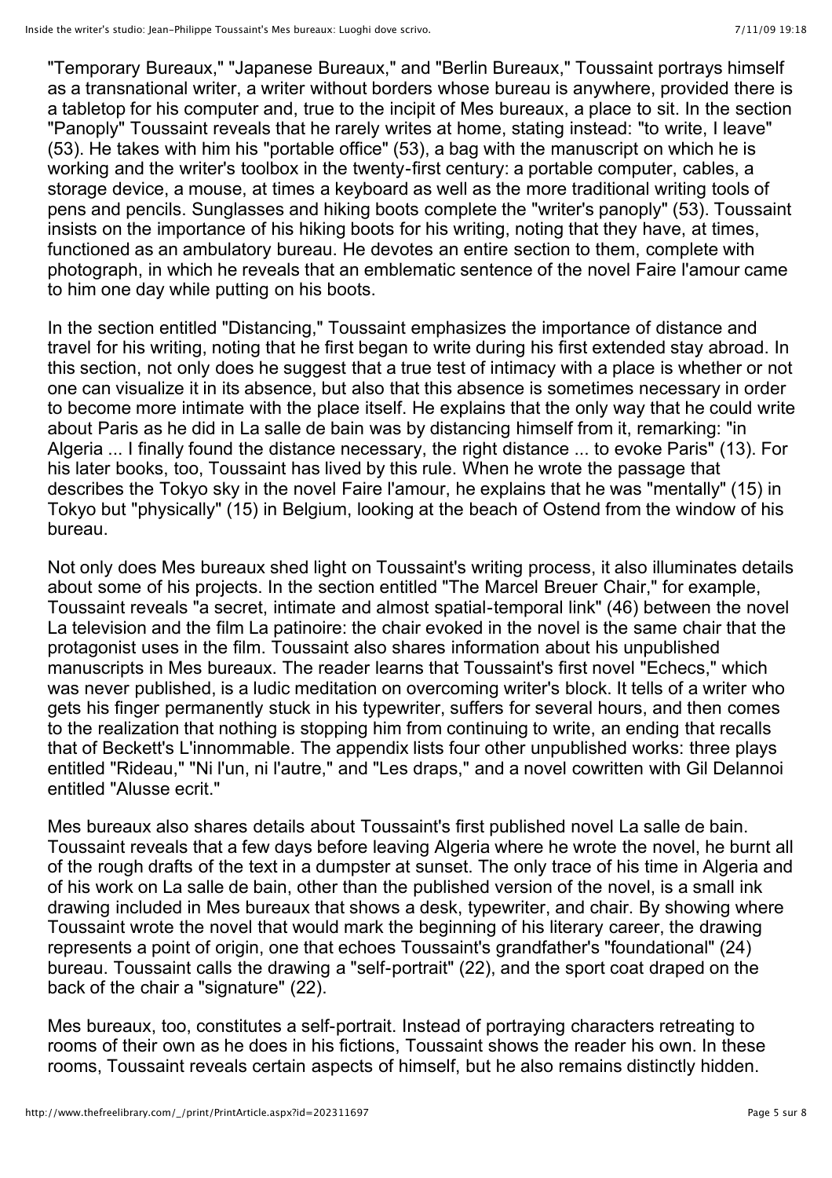"Temporary Bureaux," "Japanese Bureaux," and "Berlin Bureaux," Toussaint portrays himself as a transnational writer, a writer without borders whose bureau is anywhere, provided there is a tabletop for his computer and, true to the incipit of Mes bureaux, a place to sit. In the section "Panoply" Toussaint reveals that he rarely writes at home, stating instead: "to write, I leave" (53). He takes with him his "portable office" (53), a bag with the manuscript on which he is working and the writer's toolbox in the twenty-first century: a portable computer, cables, a storage device, a mouse, at times a keyboard as well as the more traditional writing tools of pens and pencils. Sunglasses and hiking boots complete the "writer's panoply" (53). Toussaint insists on the importance of his hiking boots for his writing, noting that they have, at times, functioned as an ambulatory bureau. He devotes an entire section to them, complete with photograph, in which he reveals that an emblematic sentence of the novel Faire l'amour came to him one day while putting on his boots.

In the section entitled "Distancing," Toussaint emphasizes the importance of distance and travel for his writing, noting that he first began to write during his first extended stay abroad. In this section, not only does he suggest that a true test of intimacy with a place is whether or not one can visualize it in its absence, but also that this absence is sometimes necessary in order to become more intimate with the place itself. He explains that the only way that he could write about Paris as he did in La salle de bain was by distancing himself from it, remarking: "in Algeria ... I finally found the distance necessary, the right distance ... to evoke Paris" (13). For his later books, too, Toussaint has lived by this rule. When he wrote the passage that describes the Tokyo sky in the novel Faire l'amour, he explains that he was "mentally" (15) in Tokyo but "physically" (15) in Belgium, looking at the beach of Ostend from the window of his bureau.

Not only does Mes bureaux shed light on Toussaint's writing process, it also illuminates details about some of his projects. In the section entitled "The Marcel Breuer Chair," for example, Toussaint reveals "a secret, intimate and almost spatial-temporal link" (46) between the novel La television and the film La patinoire: the chair evoked in the novel is the same chair that the protagonist uses in the film. Toussaint also shares information about his unpublished manuscripts in Mes bureaux. The reader learns that Toussaint's first novel "Echecs," which was never published, is a ludic meditation on overcoming writer's block. It tells of a writer who gets his finger permanently stuck in his typewriter, suffers for several hours, and then comes to the realization that nothing is stopping him from continuing to write, an ending that recalls that of Beckett's L'innommable. The appendix lists four other unpublished works: three plays entitled "Rideau," "Ni l'un, ni l'autre," and "Les draps," and a novel cowritten with Gil Delannoi entitled "Alusse ecrit."

Mes bureaux also shares details about Toussaint's first published novel La salle de bain. Toussaint reveals that a few days before leaving Algeria where he wrote the novel, he burnt all of the rough drafts of the text in a dumpster at sunset. The only trace of his time in Algeria and of his work on La salle de bain, other than the published version of the novel, is a small ink drawing included in Mes bureaux that shows a desk, typewriter, and chair. By showing where Toussaint wrote the novel that would mark the beginning of his literary career, the drawing represents a point of origin, one that echoes Toussaint's grandfather's "foundational" (24) bureau. Toussaint calls the drawing a "self-portrait" (22), and the sport coat draped on the back of the chair a "signature" (22).

Mes bureaux, too, constitutes a self-portrait. Instead of portraying characters retreating to rooms of their own as he does in his fictions, Toussaint shows the reader his own. In these rooms, Toussaint reveals certain aspects of himself, but he also remains distinctly hidden.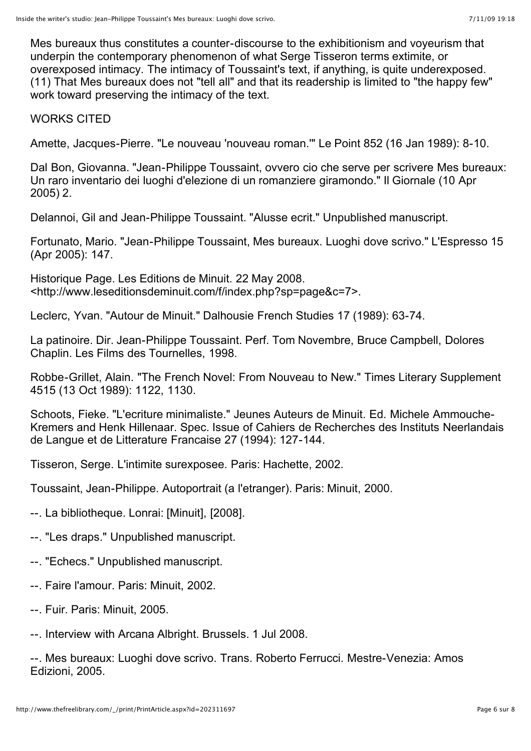Mes bureaux thus constitutes a counter-discourse to the exhibitionism and voyeurism that underpin the contemporary phenomenon of what Serge Tisseron terms extimite, or overexposed intimacy. The intimacy of Toussaint's text, if anything, is quite underexposed. (11) That Mes bureaux does not "tell all" and that its readership is limited to "the happy few" work toward preserving the intimacy of the text.

WORKS CITED

Amette, Jacques-Pierre. "Le nouveau 'nouveau roman.'" Le Point 852 (16 Jan 1989): 8-10.

Dal Bon, Giovanna. "Jean-Philippe Toussaint, ovvero cio che serve per scrivere Mes bureaux: Un raro inventario dei luoghi d'elezione di un romanziere giramondo." Il Giornale (10 Apr 2005) 2.

Delannoi, Gil and Jean-Philippe Toussaint. "Alusse ecrit." Unpublished manuscript.

Fortunato, Mario. "Jean-Philippe Toussaint, Mes bureaux. Luoghi dove scrivo." L'Espresso 15 (Apr 2005): 147.

Historique Page. Les Editions de Minuit. 22 May 2008. <http://www.leseditionsdeminuit.com/f/index.php?sp=page&c=7>.

Leclerc, Yvan. "Autour de Minuit." Dalhousie French Studies 17 (1989): 63-74.

La patinoire. Dir. Jean-Philippe Toussaint. Perf. Tom Novembre, Bruce Campbell, Dolores Chaplin. Les Films des Tournelles, 1998.

Robbe-Grillet, Alain. "The French Novel: From Nouveau to New." Times Literary Supplement 4515 (13 Oct 1989): 1122, 1130.

Schoots, Fieke. "L'ecriture minimaliste." Jeunes Auteurs de Minuit. Ed. Michele Ammouche-Kremers and Henk Hillenaar. Spec. Issue of Cahiers de Recherches des Instituts Neerlandais de Langue et de Litterature Francaise 27 (1994): 127-144.

Tisseron, Serge. L'intimite surexposee. Paris: Hachette, 2002.

Toussaint, Jean-Philippe. Autoportrait (a l'etranger). Paris: Minuit, 2000.

--. La bibliotheque. Lonrai: [Minuit], [2008].

--. "Les draps." Unpublished manuscript.

--. "Echecs." Unpublished manuscript.

--. Faire l'amour. Paris: Minuit, 2002.

--. Fuir. Paris: Minuit, 2005.

--. Interview with Arcana Albright. Brussels. 1 Jul 2008.

--. Mes bureaux: Luoghi dove scrivo. Trans. Roberto Ferrucci. Mestre-Venezia: Amos Edizioni, 2005.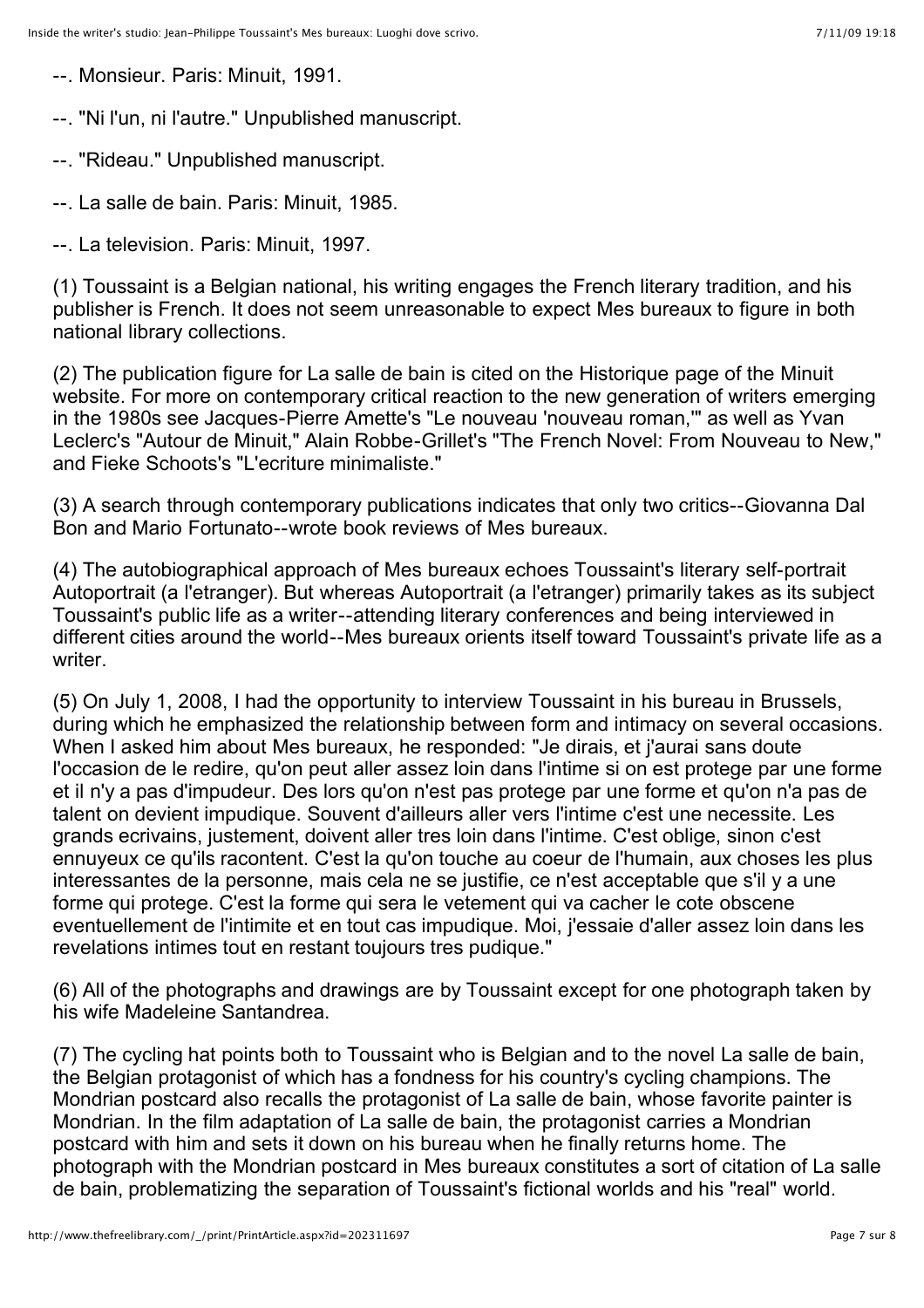--. Monsieur. Paris: Minuit, 1991.

--. "Ni l'un, ni l'autre." Unpublished manuscript.

--. "Rideau." Unpublished manuscript.

--. La salle de bain. Paris: Minuit, 1985.

--. La television. Paris: Minuit, 1997.

(1) Toussaint is a Belgian national, his writing engages the French literary tradition, and his publisher is French. It does not seem unreasonable to expect Mes bureaux to figure in both national library collections.

(2) The publication figure for La salle de bain is cited on the Historique page of the Minuit website. For more on contemporary critical reaction to the new generation of writers emerging in the 1980s see Jacques-Pierre Amette's "Le nouveau 'nouveau roman,'" as well as Yvan Leclerc's "Autour de Minuit," Alain Robbe-Grillet's "The French Novel: From Nouveau to New," and Fieke Schoots's "L'ecriture minimaliste."

(3) A search through contemporary publications indicates that only two critics--Giovanna Dal Bon and Mario Fortunato--wrote book reviews of Mes bureaux.

(4) The autobiographical approach of Mes bureaux echoes Toussaint's literary self-portrait Autoportrait (a l'etranger). But whereas Autoportrait (a l'etranger) primarily takes as its subject Toussaint's public life as a writer--attending literary conferences and being interviewed in different cities around the world--Mes bureaux orients itself toward Toussaint's private life as a writer.

(5) On July 1, 2008, I had the opportunity to interview Toussaint in his bureau in Brussels, during which he emphasized the relationship between form and intimacy on several occasions. When I asked him about Mes bureaux, he responded: "Je dirais, et j'aurai sans doute l'occasion de le redire, qu'on peut aller assez loin dans l'intime si on est protege par une forme et il n'y a pas d'impudeur. Des lors qu'on n'est pas protege par une forme et qu'on n'a pas de talent on devient impudique. Souvent d'ailleurs aller vers l'intime c'est une necessite. Les grands ecrivains, justement, doivent aller tres loin dans l'intime. C'est oblige, sinon c'est ennuyeux ce qu'ils racontent. C'est la qu'on touche au coeur de l'humain, aux choses les plus interessantes de la personne, mais cela ne se justifie, ce n'est acceptable que s'il y a une forme qui protege. C'est la forme qui sera le vetement qui va cacher le cote obscene eventuellement de l'intimite et en tout cas impudique. Moi, j'essaie d'aller assez loin dans les revelations intimes tout en restant toujours tres pudique."

(6) All of the photographs and drawings are by Toussaint except for one photograph taken by his wife Madeleine Santandrea.

(7) The cycling hat points both to Toussaint who is Belgian and to the novel La salle de bain, the Belgian protagonist of which has a fondness for his country's cycling champions. The Mondrian postcard also recalls the protagonist of La salle de bain, whose favorite painter is Mondrian. In the film adaptation of La salle de bain, the protagonist carries a Mondrian postcard with him and sets it down on his bureau when he finally returns home. The photograph with the Mondrian postcard in Mes bureaux constitutes a sort of citation of La salle de bain, problematizing the separation of Toussaint's fictional worlds and his "real" world.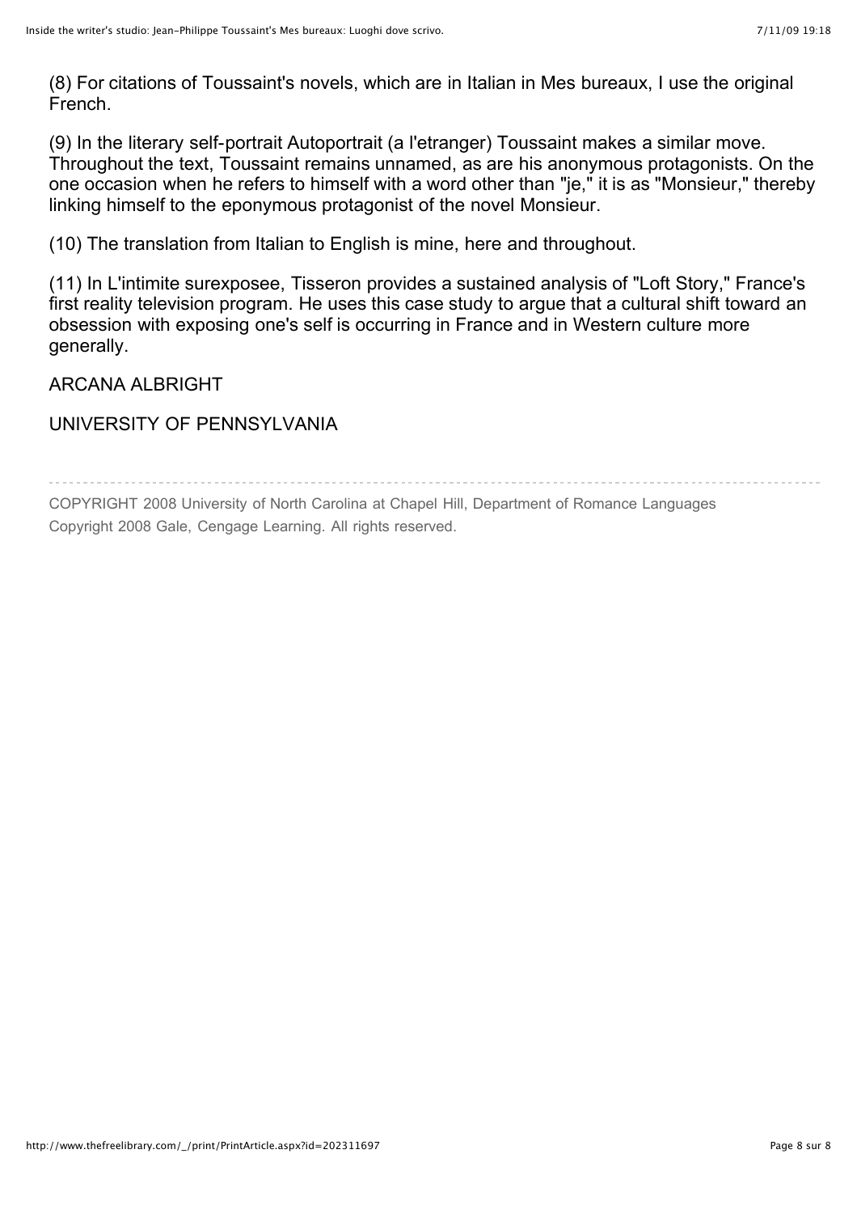(8) For citations of Toussaint's novels, which are in Italian in Mes bureaux, I use the original French.

(9) In the literary self-portrait Autoportrait (a l'etranger) Toussaint makes a similar move. Throughout the text, Toussaint remains unnamed, as are his anonymous protagonists. On the one occasion when he refers to himself with a word other than "je," it is as "Monsieur," thereby linking himself to the eponymous protagonist of the novel Monsieur.

(10) The translation from Italian to English is mine, here and throughout.

(11) In L'intimite surexposee, Tisseron provides a sustained analysis of "Loft Story," France's first reality television program. He uses this case study to argue that a cultural shift toward an obsession with exposing one's self is occurring in France and in Western culture more generally.

ARCANA ALBRIGHT

UNIVERSITY OF PENNSYLVANIA

---

COPYRIGHT 2008 University of North Carolina at Chapel Hill, Department of Romance Languages
Copyright 2008 Gale, Cengage Learning. All rights reserved.